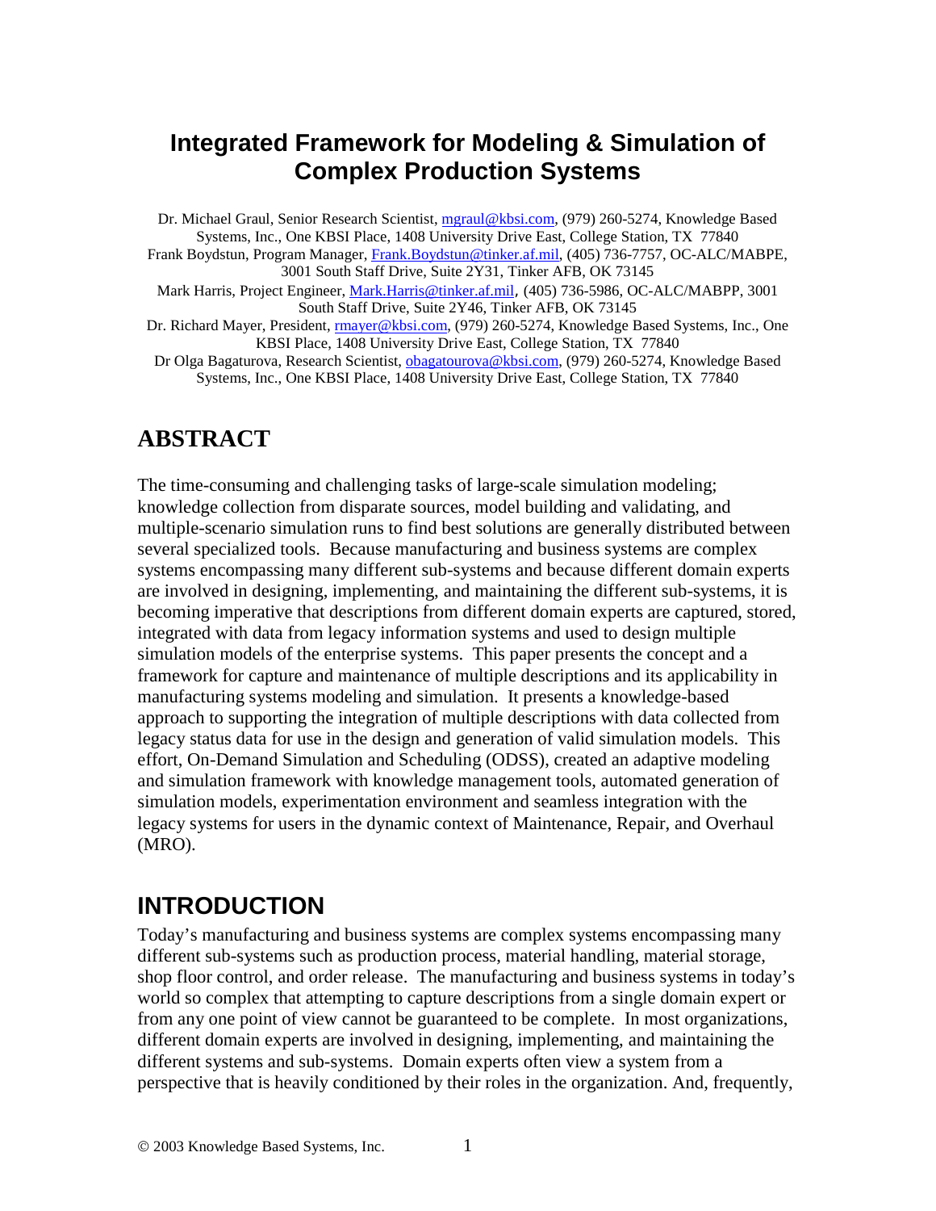# Integrated Framework for Modeling & Simulation of Complex Production Systems

Dr. Michael Graul, Senior Research Scientist, mgraul@kbsi.com, (979) 260-5274, Knowledge Based Systems, Inc., One KBSI Place, 1408 University Drive East, College Station, TX 77840
Frank Boydstun, Program Manager, Frank.Boydstun@tinker.af.mil, (405) 736-7757, OC-ALC/MABPE, 3001 South Staff Drive, Suite 2Y31, Tinker AFB, OK 73145
Mark Harris, Project Engineer, Mark.Harris@tinker.af.mil, (405) 736-5986, OC-ALC/MABPP, 3001 South Staff Drive, Suite 2Y46, Tinker AFB, OK 73145
Dr. Richard Mayer, President, rmayer@kbsi.com, (979) 260-5274, Knowledge Based Systems, Inc., One KBSI Place, 1408 University Drive East, College Station, TX 77840
Dr Olga Bagaturova, Research Scientist, obagatourova@kbsi.com, (979) 260-5274, Knowledge Based Systems, Inc., One KBSI Place, 1408 University Drive East, College Station, TX 77840

## ABSTRACT

The time-consuming and challenging tasks of large-scale simulation modeling; knowledge collection from disparate sources, model building and validating, and multiple-scenario simulation runs to find best solutions are generally distributed between several specialized tools. Because manufacturing and business systems are complex systems encompassing many different sub-systems and because different domain experts are involved in designing, implementing, and maintaining the different sub-systems, it is becoming imperative that descriptions from different domain experts are captured, stored, integrated with data from legacy information systems and used to design multiple simulation models of the enterprise systems. This paper presents the concept and a framework for capture and maintenance of multiple descriptions and its applicability in manufacturing systems modeling and simulation. It presents a knowledge-based approach to supporting the integration of multiple descriptions with data collected from legacy status data for use in the design and generation of valid simulation models. This effort, On-Demand Simulation and Scheduling (ODSS), created an adaptive modeling and simulation framework with knowledge management tools, automated generation of simulation models, experimentation environment and seamless integration with the legacy systems for users in the dynamic context of Maintenance, Repair, and Overhaul (MRO).

## INTRODUCTION

Today's manufacturing and business systems are complex systems encompassing many different sub-systems such as production process, material handling, material storage, shop floor control, and order release. The manufacturing and business systems in today's world so complex that attempting to capture descriptions from a single domain expert or from any one point of view cannot be guaranteed to be complete. In most organizations, different domain experts are involved in designing, implementing, and maintaining the different systems and sub-systems. Domain experts often view a system from a perspective that is heavily conditioned by their roles in the organization. And, frequently,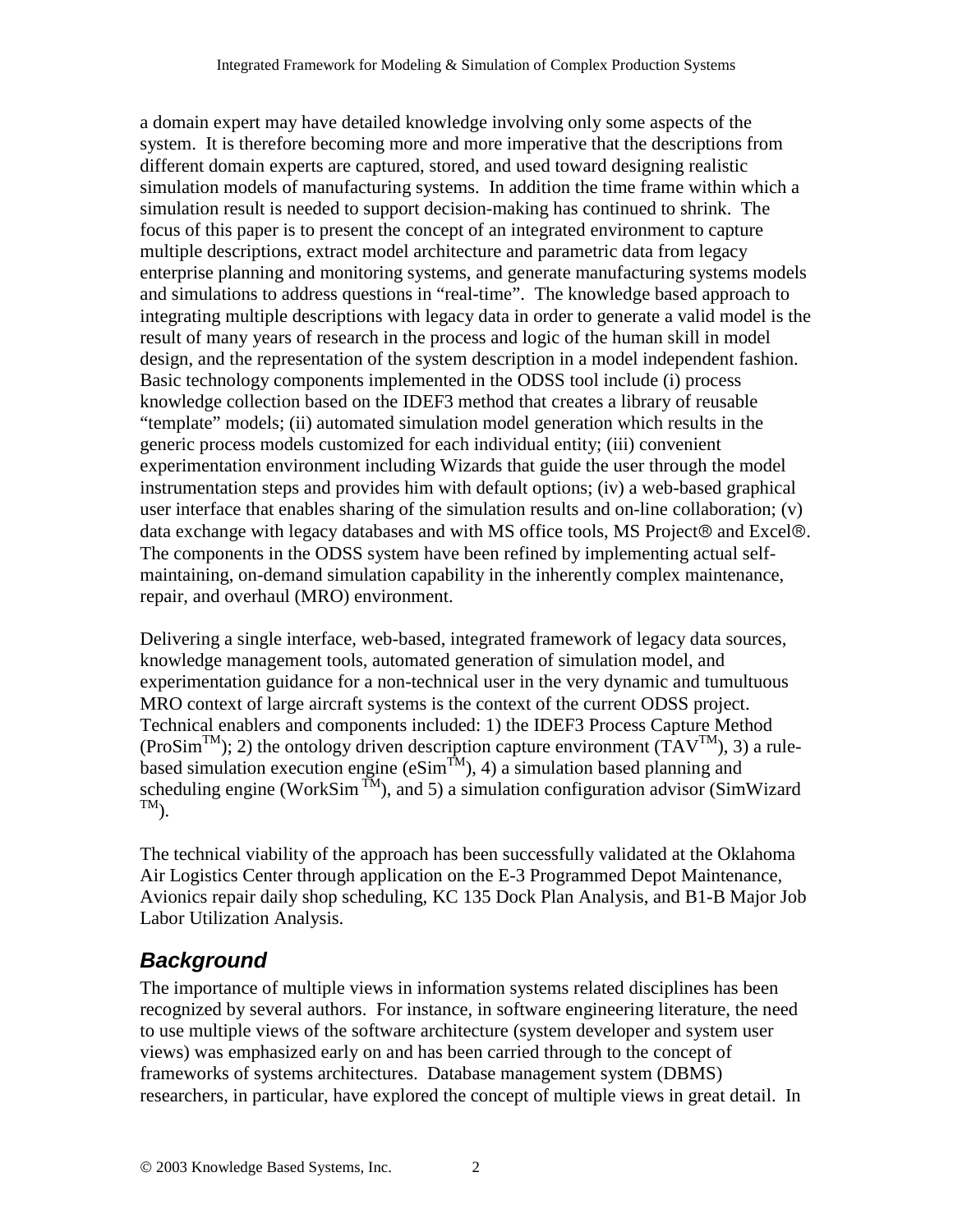a domain expert may have detailed knowledge involving only some aspects of the system. It is therefore becoming more and more imperative that the descriptions from different domain experts are captured, stored, and used toward designing realistic simulation models of manufacturing systems. In addition the time frame within which a simulation result is needed to support decision-making has continued to shrink. The focus of this paper is to present the concept of an integrated environment to capture multiple descriptions, extract model architecture and parametric data from legacy enterprise planning and monitoring systems, and generate manufacturing systems models and simulations to address questions in "real-time". The knowledge based approach to integrating multiple descriptions with legacy data in order to generate a valid model is the result of many years of research in the process and logic of the human skill in model design, and the representation of the system description in a model independent fashion. Basic technology components implemented in the ODSS tool include (i) process knowledge collection based on the IDEF3 method that creates a library of reusable "template" models; (ii) automated simulation model generation which results in the generic process models customized for each individual entity; (iii) convenient experimentation environment including Wizards that guide the user through the model instrumentation steps and provides him with default options; (iv) a web-based graphical user interface that enables sharing of the simulation results and on-line collaboration; (v) data exchange with legacy databases and with MS office tools, MS Project® and Excel®. The components in the ODSS system have been refined by implementing actual self-maintaining, on-demand simulation capability in the inherently complex maintenance, repair, and overhaul (MRO) environment.

Delivering a single interface, web-based, integrated framework of legacy data sources, knowledge management tools, automated generation of simulation model, and experimentation guidance for a non-technical user in the very dynamic and tumultuous MRO context of large aircraft systems is the context of the current ODSS project. Technical enablers and components included: 1) the IDEF3 Process Capture Method (ProSim™); 2) the ontology driven description capture environment (TAV™), 3) a rule-based simulation execution engine (eSim™), 4) a simulation based planning and scheduling engine (WorkSim™), and 5) a simulation configuration advisor (SimWizard ™).

The technical viability of the approach has been successfully validated at the Oklahoma Air Logistics Center through application on the E-3 Programmed Depot Maintenance, Avionics repair daily shop scheduling, KC 135 Dock Plan Analysis, and B1-B Major Job Labor Utilization Analysis.

## *Background*

The importance of multiple views in information systems related disciplines has been recognized by several authors. For instance, in software engineering literature, the need to use multiple views of the software architecture (system developer and system user views) was emphasized early on and has been carried through to the concept of frameworks of systems architectures. Database management system (DBMS) researchers, in particular, have explored the concept of multiple views in great detail. In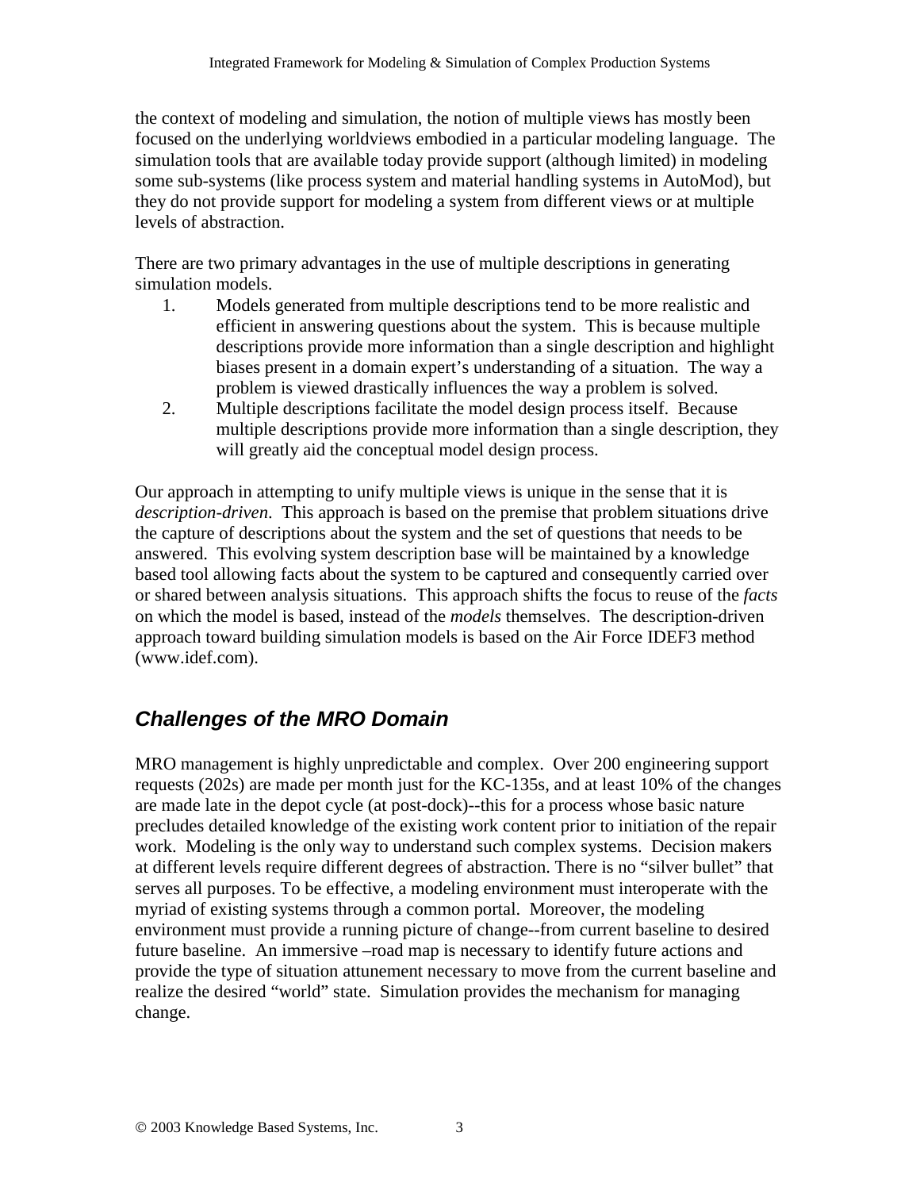the context of modeling and simulation, the notion of multiple views has mostly been focused on the underlying worldviews embodied in a particular modeling language. The simulation tools that are available today provide support (although limited) in modeling some sub-systems (like process system and material handling systems in AutoMod), but they do not provide support for modeling a system from different views or at multiple levels of abstraction.

There are two primary advantages in the use of multiple descriptions in generating simulation models.

1. Models generated from multiple descriptions tend to be more realistic and efficient in answering questions about the system. This is because multiple descriptions provide more information than a single description and highlight biases present in a domain expert's understanding of a situation. The way a problem is viewed drastically influences the way a problem is solved.
2. Multiple descriptions facilitate the model design process itself. Because multiple descriptions provide more information than a single description, they will greatly aid the conceptual model design process.

Our approach in attempting to unify multiple views is unique in the sense that it is *description-driven*. This approach is based on the premise that problem situations drive the capture of descriptions about the system and the set of questions that needs to be answered. This evolving system description base will be maintained by a knowledge based tool allowing facts about the system to be captured and consequently carried over or shared between analysis situations. This approach shifts the focus to reuse of the *facts* on which the model is based, instead of the *models* themselves. The description-driven approach toward building simulation models is based on the Air Force IDEF3 method (www.idef.com).

## Challenges of the MRO Domain

MRO management is highly unpredictable and complex. Over 200 engineering support requests (202s) are made per month just for the KC-135s, and at least 10% of the changes are made late in the depot cycle (at post-dock)--this for a process whose basic nature precludes detailed knowledge of the existing work content prior to initiation of the repair work. Modeling is the only way to understand such complex systems. Decision makers at different levels require different degrees of abstraction. There is no "silver bullet" that serves all purposes. To be effective, a modeling environment must interoperate with the myriad of existing systems through a common portal. Moreover, the modeling environment must provide a running picture of change--from current baseline to desired future baseline. An immersive –road map is necessary to identify future actions and provide the type of situation attunement necessary to move from the current baseline and realize the desired "world" state. Simulation provides the mechanism for managing change.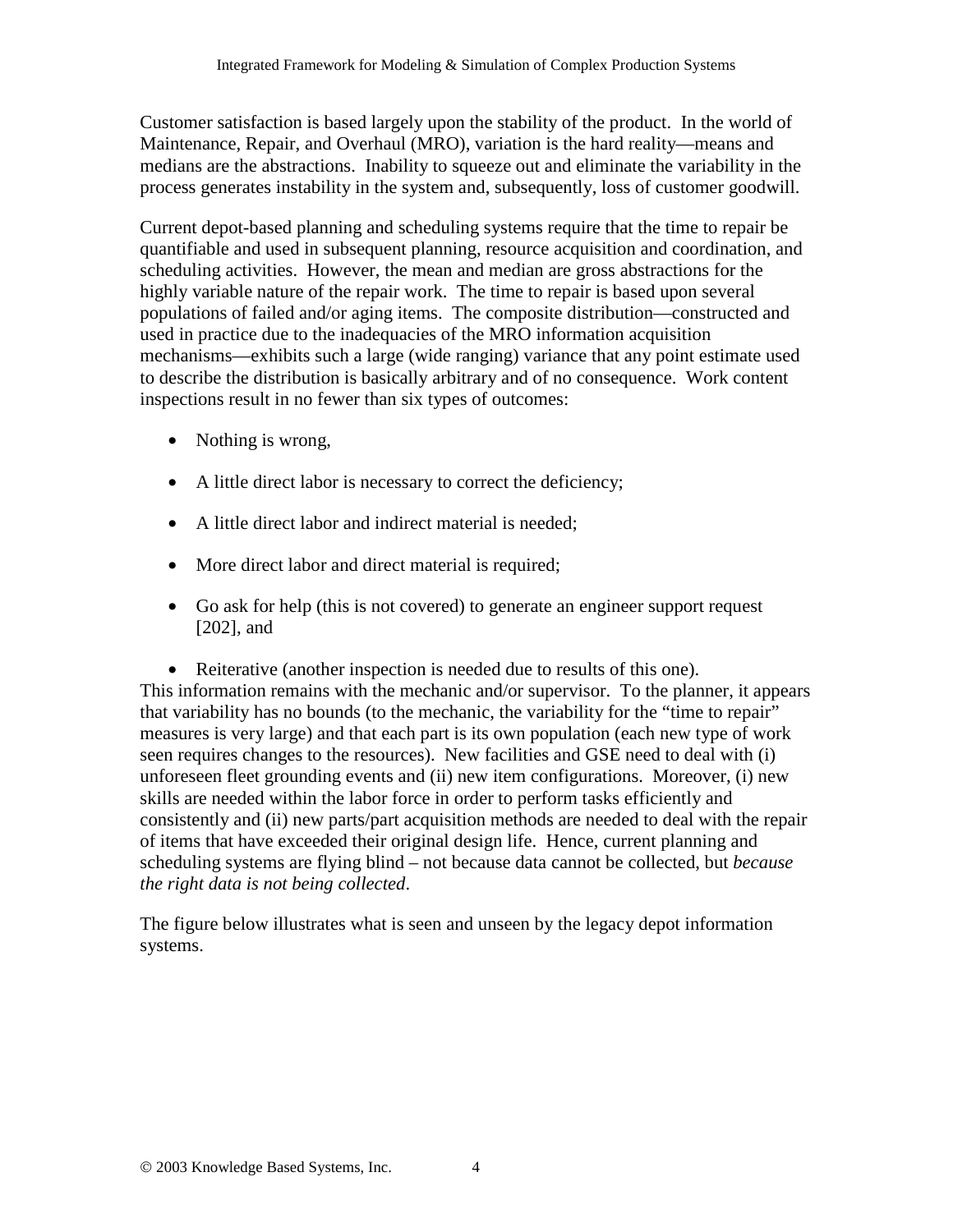Customer satisfaction is based largely upon the stability of the product. In the world of Maintenance, Repair, and Overhaul (MRO), variation is the hard reality—means and medians are the abstractions. Inability to squeeze out and eliminate the variability in the process generates instability in the system and, subsequently, loss of customer goodwill.

Current depot-based planning and scheduling systems require that the time to repair be quantifiable and used in subsequent planning, resource acquisition and coordination, and scheduling activities. However, the mean and median are gross abstractions for the highly variable nature of the repair work. The time to repair is based upon several populations of failed and/or aging items. The composite distribution—constructed and used in practice due to the inadequacies of the MRO information acquisition mechanisms—exhibits such a large (wide ranging) variance that any point estimate used to describe the distribution is basically arbitrary and of no consequence. Work content inspections result in no fewer than six types of outcomes:

- Nothing is wrong,
- A little direct labor is necessary to correct the deficiency;
- A little direct labor and indirect material is needed;
- More direct labor and direct material is required;
- Go ask for help (this is not covered) to generate an engineer support request [202], and
- Reiterative (another inspection is needed due to results of this one).

This information remains with the mechanic and/or supervisor. To the planner, it appears that variability has no bounds (to the mechanic, the variability for the "time to repair" measures is very large) and that each part is its own population (each new type of work seen requires changes to the resources). New facilities and GSE need to deal with (i) unforeseen fleet grounding events and (ii) new item configurations. Moreover, (i) new skills are needed within the labor force in order to perform tasks efficiently and consistently and (ii) new parts/part acquisition methods are needed to deal with the repair of items that have exceeded their original design life. Hence, current planning and scheduling systems are flying blind – not because data cannot be collected, but *because the right data is not being collected*.

The figure below illustrates what is seen and unseen by the legacy depot information systems.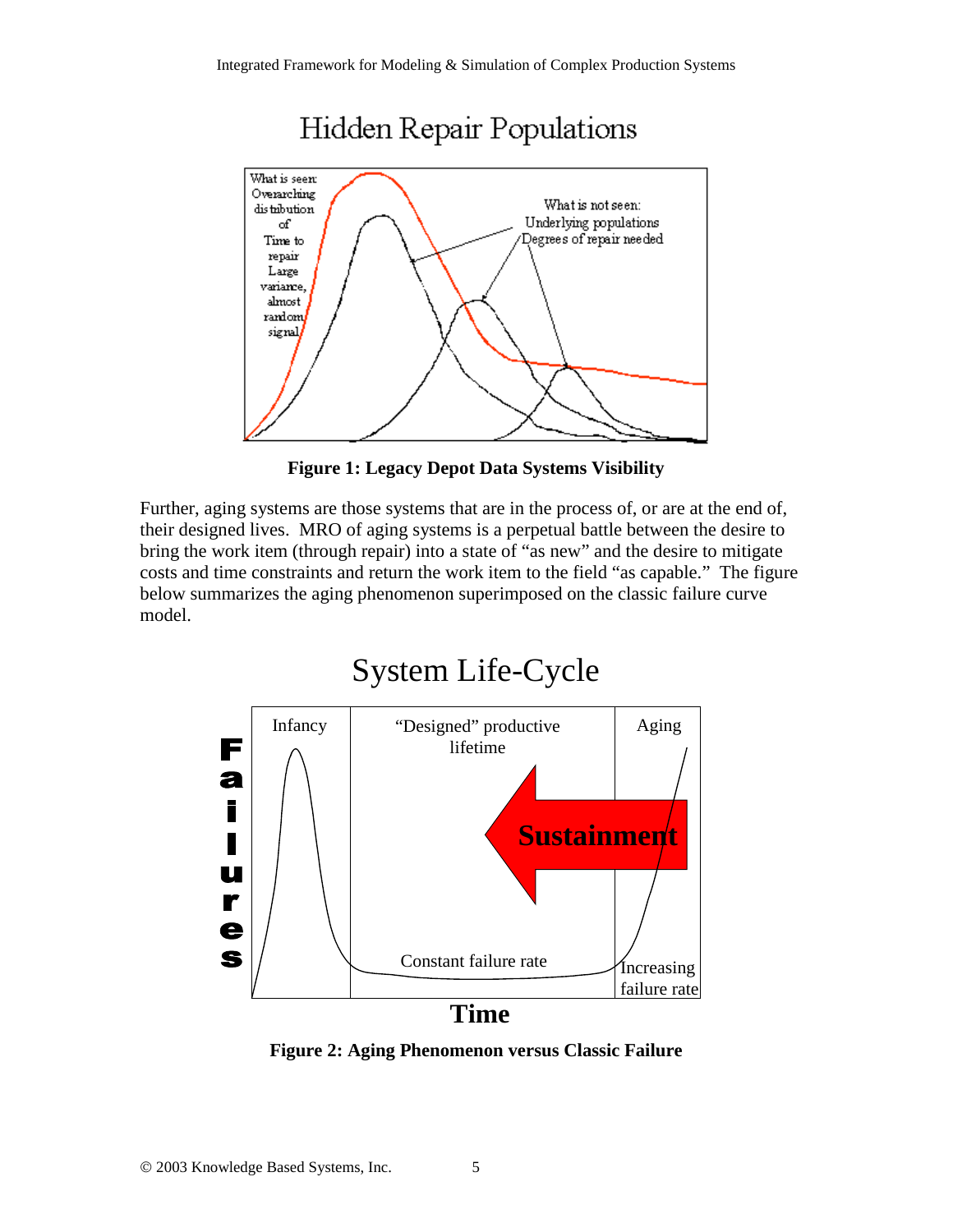**Figure 1: Legacy Depot Data Systems Visibility**

Further, aging systems are those systems that are in the process of, or are at the end of, their designed lives. MRO of aging systems is a perpetual battle between the desire to bring the work item (through repair) into a state of "as new" and the desire to mitigate costs and time constraints and return the work item to the field "as capable." The figure below summarizes the aging phenomenon superimposed on the classic failure curve model.

**Figure 2: Aging Phenomenon versus Classic Failure**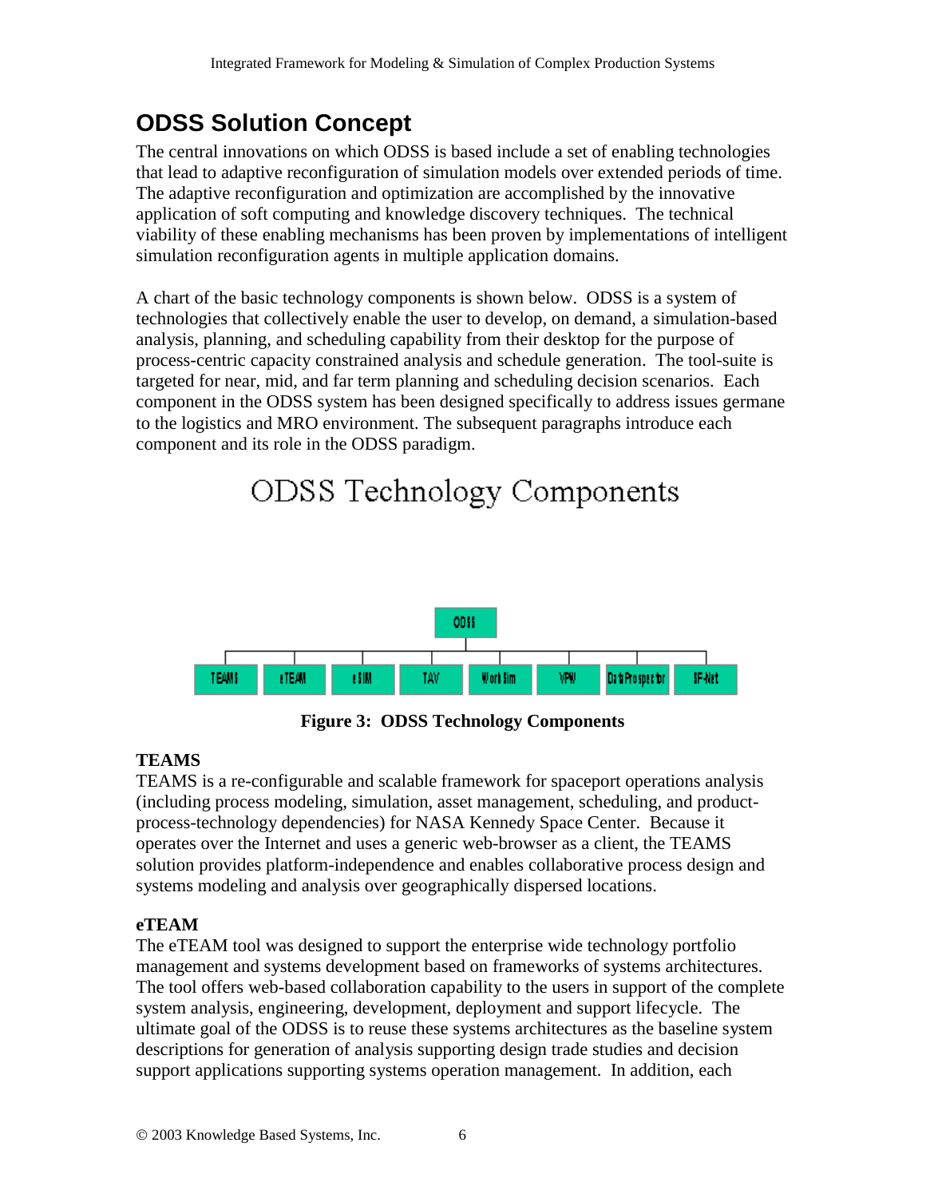## ODSS Solution Concept

The central innovations on which ODSS is based include a set of enabling technologies that lead to adaptive reconfiguration of simulation models over extended periods of time. The adaptive reconfiguration and optimization are accomplished by the innovative application of soft computing and knowledge discovery techniques. The technical viability of these enabling mechanisms has been proven by implementations of intelligent simulation reconfiguration agents in multiple application domains.

A chart of the basic technology components is shown below. ODSS is a system of technologies that collectively enable the user to develop, on demand, a simulation-based analysis, planning, and scheduling capability from their desktop for the purpose of process-centric capacity constrained analysis and schedule generation. The tool-suite is targeted for near, mid, and far term planning and scheduling decision scenarios. Each component in the ODSS system has been designed specifically to address issues germane to the logistics and MRO environment. The subsequent paragraphs introduce each component and its role in the ODSS paradigm.

ODSS Technology Components

ODSS

TEAMS | eTEAM | eSIM | TAV | Work Sim | VPW | Data Prospector | SF-Net

**Figure 3: ODSS Technology Components**

**TEAMS**

TEAMS is a re-configurable and scalable framework for spaceport operations analysis (including process modeling, simulation, asset management, scheduling, and product-process-technology dependencies) for NASA Kennedy Space Center. Because it operates over the Internet and uses a generic web-browser as a client, the TEAMS solution provides platform-independence and enables collaborative process design and systems modeling and analysis over geographically dispersed locations.

**eTEAM**

The eTEAM tool was designed to support the enterprise wide technology portfolio management and systems development based on frameworks of systems architectures. The tool offers web-based collaboration capability to the users in support of the complete system analysis, engineering, development, deployment and support lifecycle. The ultimate goal of the ODSS is to reuse these systems architectures as the baseline system descriptions for generation of analysis supporting design trade studies and decision support applications supporting systems operation management. In addition, each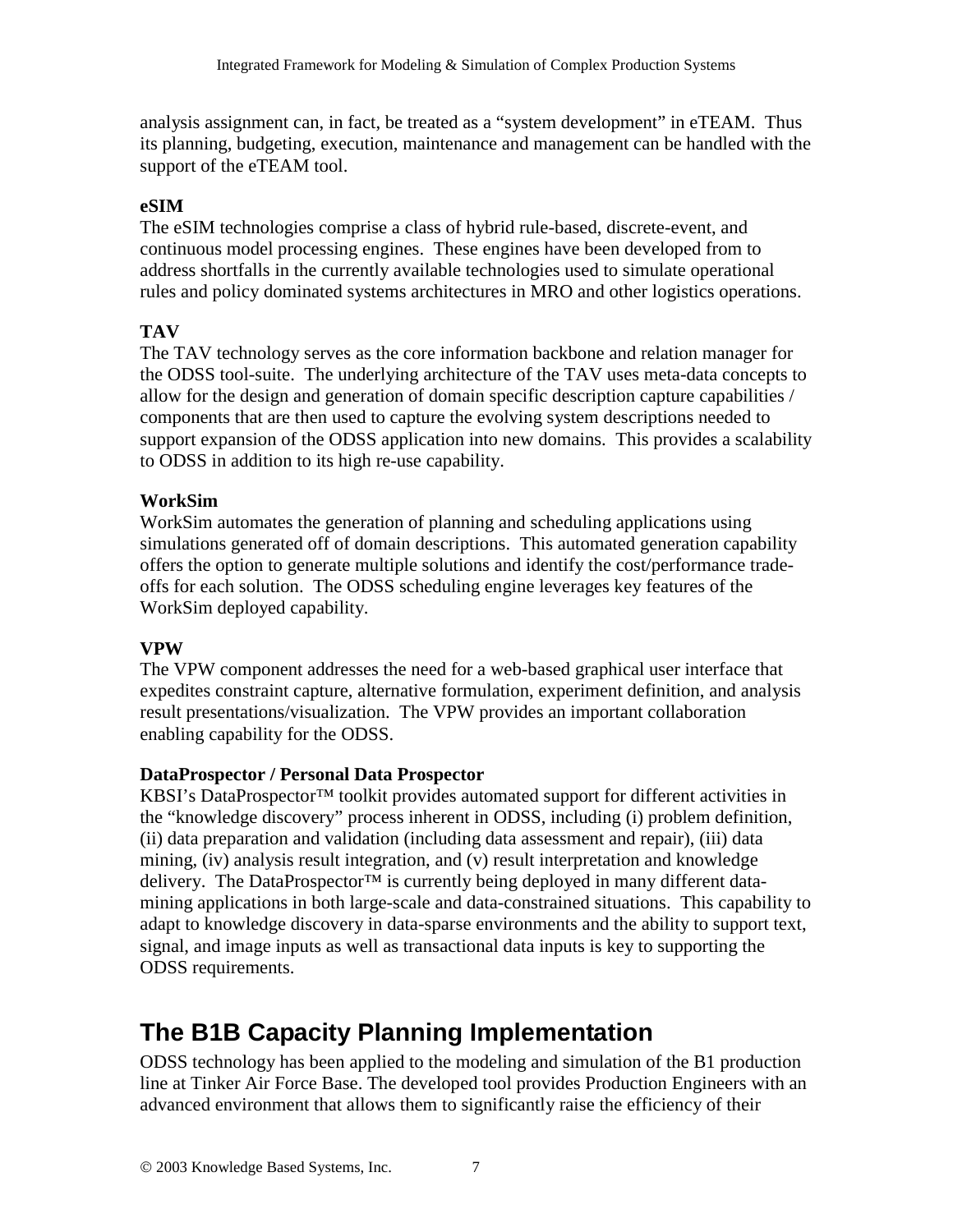analysis assignment can, in fact, be treated as a "system development" in eTEAM. Thus its planning, budgeting, execution, maintenance and management can be handled with the support of the eTEAM tool.

**eSIM**

The eSIM technologies comprise a class of hybrid rule-based, discrete-event, and continuous model processing engines. These engines have been developed from to address shortfalls in the currently available technologies used to simulate operational rules and policy dominated systems architectures in MRO and other logistics operations.

**TAV**

The TAV technology serves as the core information backbone and relation manager for the ODSS tool-suite. The underlying architecture of the TAV uses meta-data concepts to allow for the design and generation of domain specific description capture capabilities / components that are then used to capture the evolving system descriptions needed to support expansion of the ODSS application into new domains. This provides a scalability to ODSS in addition to its high re-use capability.

**WorkSim**

WorkSim automates the generation of planning and scheduling applications using simulations generated off of domain descriptions. This automated generation capability offers the option to generate multiple solutions and identify the cost/performance trade-offs for each solution. The ODSS scheduling engine leverages key features of the WorkSim deployed capability.

**VPW**

The VPW component addresses the need for a web-based graphical user interface that expedites constraint capture, alternative formulation, experiment definition, and analysis result presentations/visualization. The VPW provides an important collaboration enabling capability for the ODSS.

**DataProspector / Personal Data Prospector**

KBSI's DataProspector™ toolkit provides automated support for different activities in the "knowledge discovery" process inherent in ODSS, including (i) problem definition, (ii) data preparation and validation (including data assessment and repair), (iii) data mining, (iv) analysis result integration, and (v) result interpretation and knowledge delivery. The DataProspector™ is currently being deployed in many different data-mining applications in both large-scale and data-constrained situations. This capability to adapt to knowledge discovery in data-sparse environments and the ability to support text, signal, and image inputs as well as transactional data inputs is key to supporting the ODSS requirements.

# The B1B Capacity Planning Implementation

ODSS technology has been applied to the modeling and simulation of the B1 production line at Tinker Air Force Base. The developed tool provides Production Engineers with an advanced environment that allows them to significantly raise the efficiency of their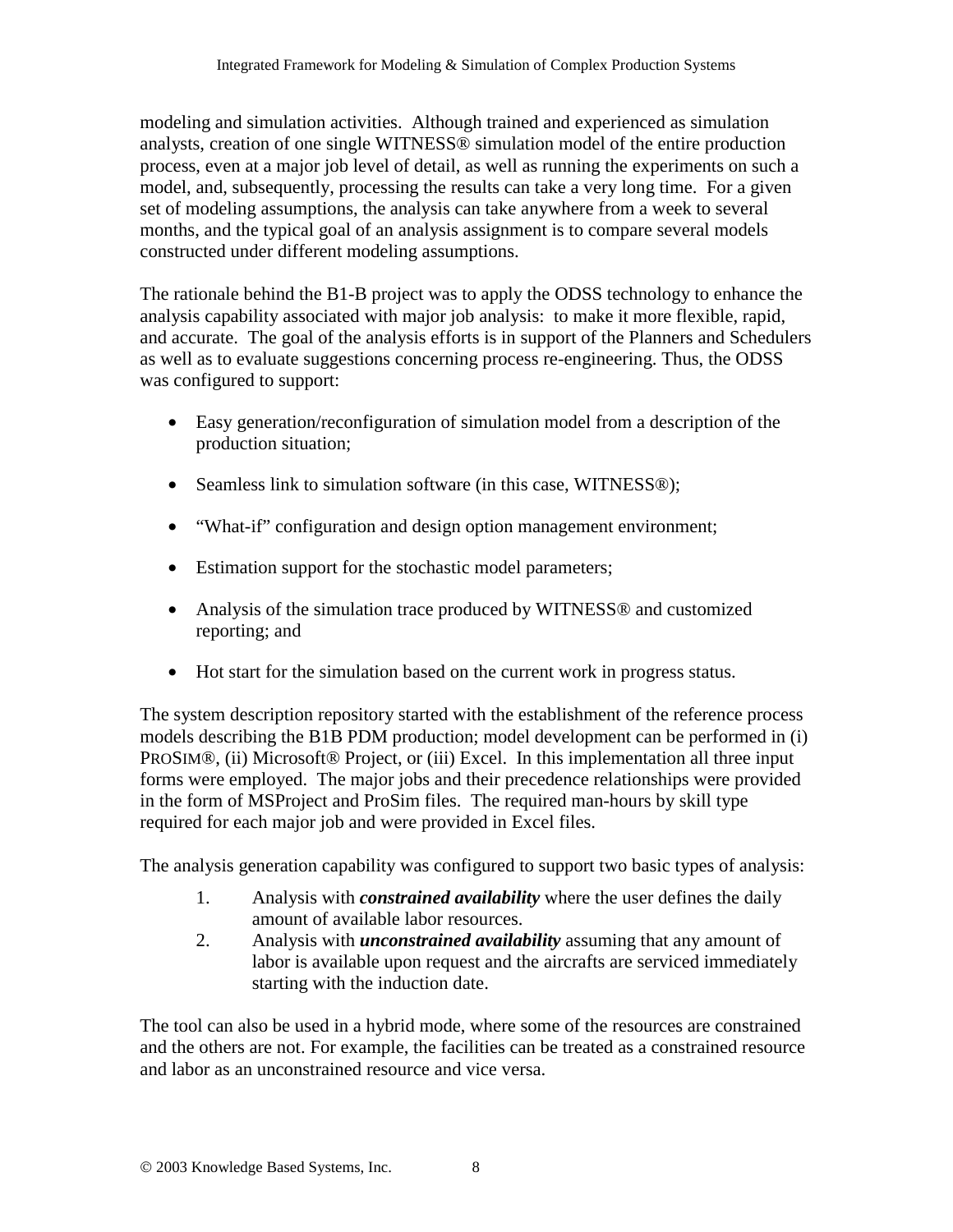modeling and simulation activities. Although trained and experienced as simulation analysts, creation of one single WITNESS® simulation model of the entire production process, even at a major job level of detail, as well as running the experiments on such a model, and, subsequently, processing the results can take a very long time. For a given set of modeling assumptions, the analysis can take anywhere from a week to several months, and the typical goal of an analysis assignment is to compare several models constructed under different modeling assumptions.

The rationale behind the B1-B project was to apply the ODSS technology to enhance the analysis capability associated with major job analysis: to make it more flexible, rapid, and accurate. The goal of the analysis efforts is in support of the Planners and Schedulers as well as to evaluate suggestions concerning process re-engineering. Thus, the ODSS was configured to support:

- Easy generation/reconfiguration of simulation model from a description of the production situation;
- Seamless link to simulation software (in this case, WITNESS®);
- "What-if" configuration and design option management environment;
- Estimation support for the stochastic model parameters;
- Analysis of the simulation trace produced by WITNESS® and customized reporting; and
- Hot start for the simulation based on the current work in progress status.

The system description repository started with the establishment of the reference process models describing the B1B PDM production; model development can be performed in (i) PROSIM®, (ii) Microsoft® Project, or (iii) Excel. In this implementation all three input forms were employed. The major jobs and their precedence relationships were provided in the form of MSProject and ProSim files. The required man-hours by skill type required for each major job and were provided in Excel files.

The analysis generation capability was configured to support two basic types of analysis:

1. Analysis with ***constrained availability*** where the user defines the daily amount of available labor resources.
2. Analysis with ***unconstrained availability*** assuming that any amount of labor is available upon request and the aircrafts are serviced immediately starting with the induction date.

The tool can also be used in a hybrid mode, where some of the resources are constrained and the others are not. For example, the facilities can be treated as a constrained resource and labor as an unconstrained resource and vice versa.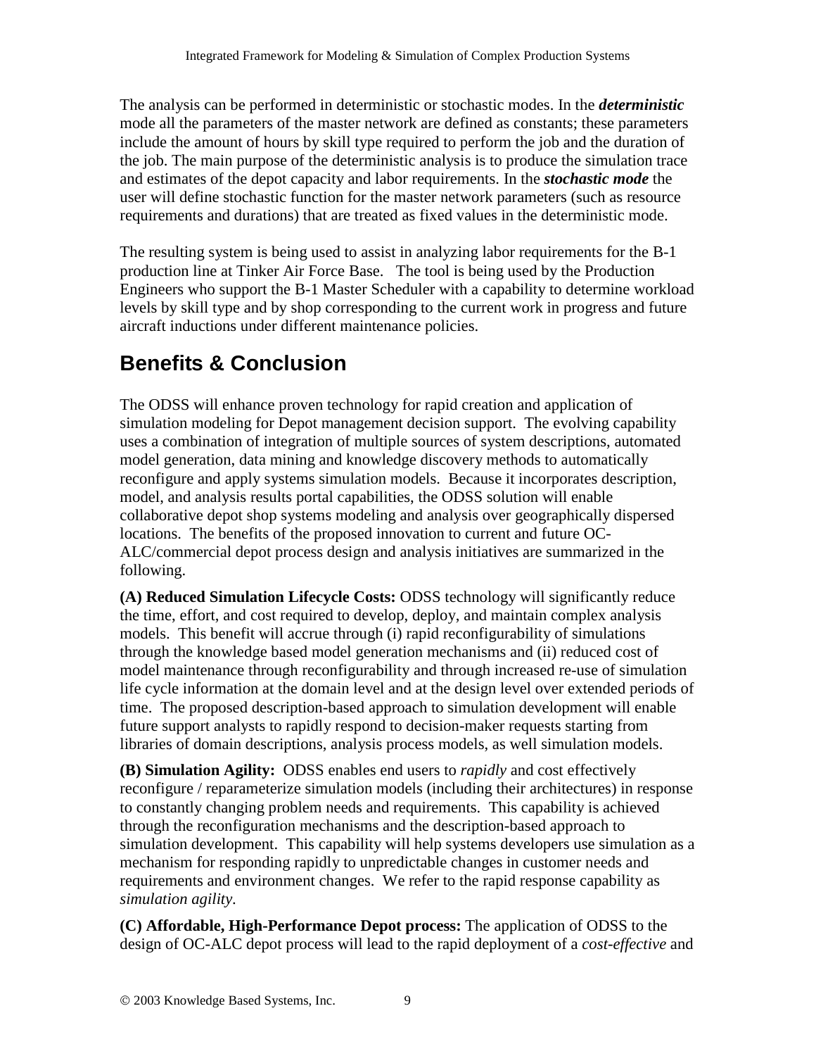The analysis can be performed in deterministic or stochastic modes. In the ***deterministic*** mode all the parameters of the master network are defined as constants; these parameters include the amount of hours by skill type required to perform the job and the duration of the job. The main purpose of the deterministic analysis is to produce the simulation trace and estimates of the depot capacity and labor requirements. In the ***stochastic mode*** the user will define stochastic function for the master network parameters (such as resource requirements and durations) that are treated as fixed values in the deterministic mode.

The resulting system is being used to assist in analyzing labor requirements for the B-1 production line at Tinker Air Force Base. The tool is being used by the Production Engineers who support the B-1 Master Scheduler with a capability to determine workload levels by skill type and by shop corresponding to the current work in progress and future aircraft inductions under different maintenance policies.

# Benefits & Conclusion

The ODSS will enhance proven technology for rapid creation and application of simulation modeling for Depot management decision support. The evolving capability uses a combination of integration of multiple sources of system descriptions, automated model generation, data mining and knowledge discovery methods to automatically reconfigure and apply systems simulation models. Because it incorporates description, model, and analysis results portal capabilities, the ODSS solution will enable collaborative depot shop systems modeling and analysis over geographically dispersed locations. The benefits of the proposed innovation to current and future OC-ALC/commercial depot process design and analysis initiatives are summarized in the following.

**(A) Reduced Simulation Lifecycle Costs:** ODSS technology will significantly reduce the time, effort, and cost required to develop, deploy, and maintain complex analysis models. This benefit will accrue through (i) rapid reconfigurability of simulations through the knowledge based model generation mechanisms and (ii) reduced cost of model maintenance through reconfigurability and through increased re-use of simulation life cycle information at the domain level and at the design level over extended periods of time. The proposed description-based approach to simulation development will enable future support analysts to rapidly respond to decision-maker requests starting from libraries of domain descriptions, analysis process models, as well simulation models.

**(B) Simulation Agility:** ODSS enables end users to *rapidly* and cost effectively reconfigure / reparameterize simulation models (including their architectures) in response to constantly changing problem needs and requirements. This capability is achieved through the reconfiguration mechanisms and the description-based approach to simulation development. This capability will help systems developers use simulation as a mechanism for responding rapidly to unpredictable changes in customer needs and requirements and environment changes. We refer to the rapid response capability as *simulation agility*.

**(C) Affordable, High-Performance Depot process:** The application of ODSS to the design of OC-ALC depot process will lead to the rapid deployment of a *cost-effective* and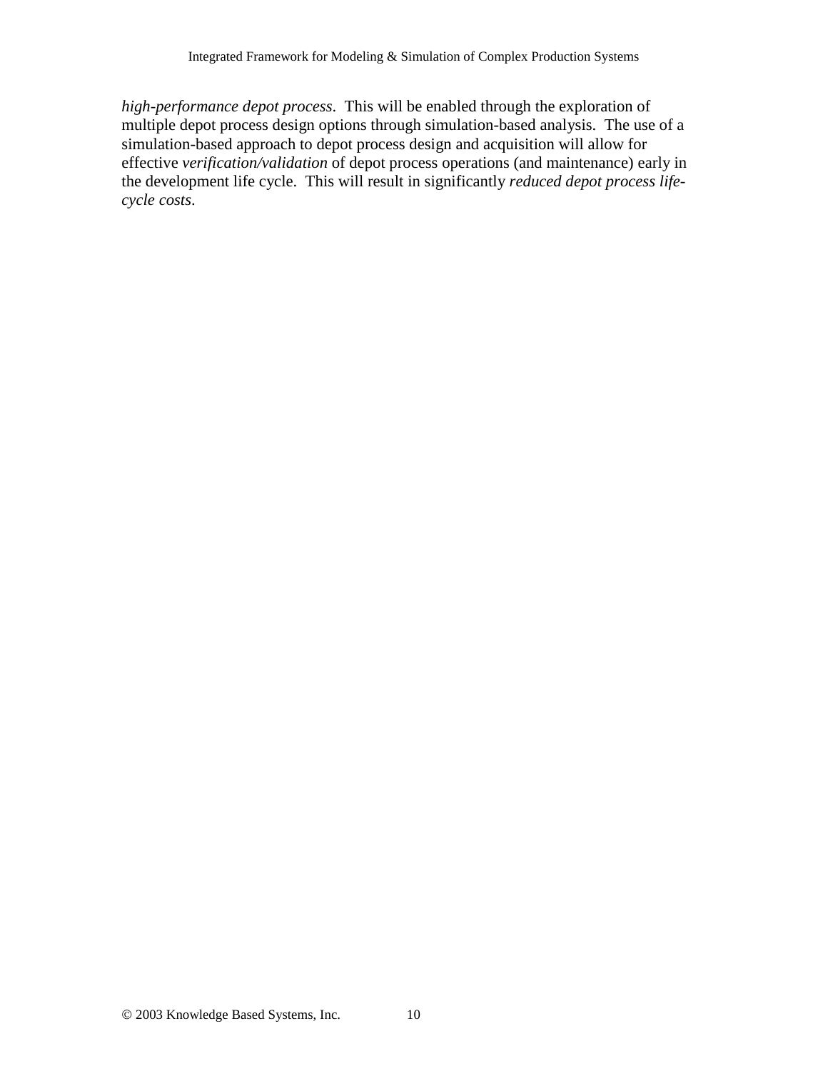*high-performance depot process*. This will be enabled through the exploration of multiple depot process design options through simulation-based analysis. The use of a simulation-based approach to depot process design and acquisition will allow for effective *verification/validation* of depot process operations (and maintenance) early in the development life cycle. This will result in significantly *reduced depot process life-cycle costs*.